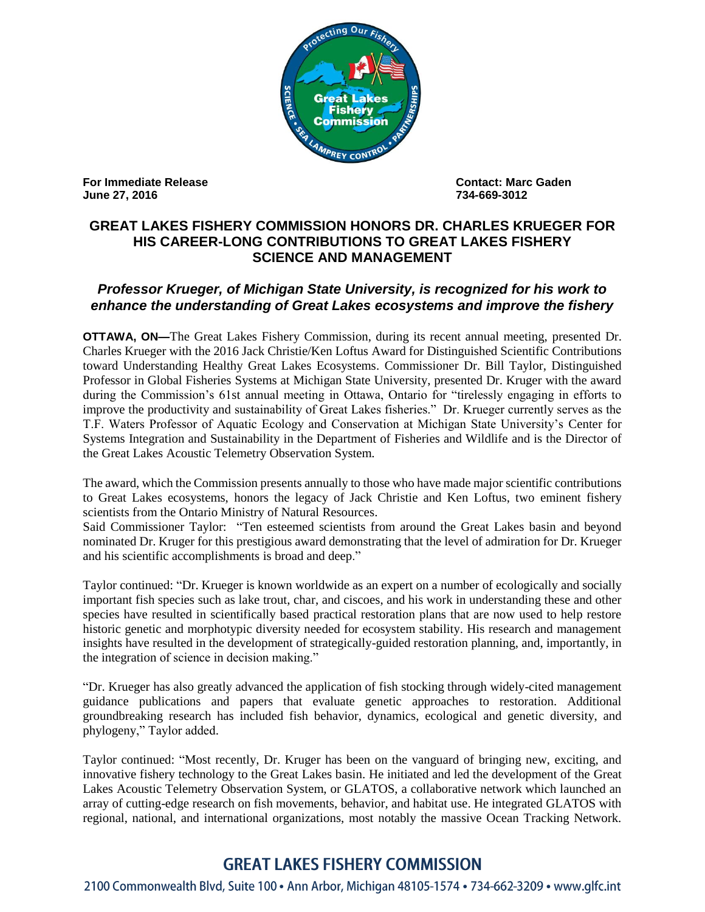**For Immediate Release**
**June 27, 2016**

**Contact: Marc Gaden**
**734-669-3012**

# GREAT LAKES FISHERY COMMISSION HONORS DR. CHARLES KRUEGER FOR HIS CAREER-LONG CONTRIBUTIONS TO GREAT LAKES FISHERY SCIENCE AND MANAGEMENT

## *Professor Krueger, of Michigan State University, is recognized for his work to enhance the understanding of Great Lakes ecosystems and improve the fishery*

**OTTAWA, ON—**The Great Lakes Fishery Commission, during its recent annual meeting, presented Dr. Charles Krueger with the 2016 Jack Christie/Ken Loftus Award for Distinguished Scientific Contributions toward Understanding Healthy Great Lakes Ecosystems. Commissioner Dr. Bill Taylor, Distinguished Professor in Global Fisheries Systems at Michigan State University, presented Dr. Kruger with the award during the Commission's 61st annual meeting in Ottawa, Ontario for "tirelessly engaging in efforts to improve the productivity and sustainability of Great Lakes fisheries." Dr. Kruger currently serves as the T.F. Waters Professor of Aquatic Ecology and Conservation at Michigan State University's Center for Systems Integration and Sustainability in the Department of Fisheries and Wildlife and is the Director of the Great Lakes Acoustic Telemetry Observation System.

The award, which the Commission presents annually to those who have made major scientific contributions to Great Lakes ecosystems, honors the legacy of Jack Christie and Ken Loftus, two eminent fishery scientists from the Ontario Ministry of Natural Resources.
Said Commissioner Taylor: "Ten esteemed scientists from around the Great Lakes basin and beyond nominated Dr. Kruger for this prestigious award demonstrating that the level of admiration for Dr. Krueger and his scientific accomplishments is broad and deep."

Taylor continued: "Dr. Krueger is known worldwide as an expert on a number of ecologically and socially important fish species such as lake trout, char, and ciscoes, and his work in understanding these and other species have resulted in scientifically based practical restoration plans that are now used to help restore historic genetic and morphotypic diversity needed for ecosystem stability. His research and management insights have resulted in the development of strategically-guided restoration planning, and, importantly, in the integration of science in decision making."

"Dr. Krueger has also greatly advanced the application of fish stocking through widely-cited management guidance publications and papers that evaluate genetic approaches to restoration. Additional groundbreaking research has included fish behavior, dynamics, ecological and genetic diversity, and phylogeny," Taylor added.

Taylor continued: "Most recently, Dr. Kruger has been on the vanguard of bringing new, exciting, and innovative fishery technology to the Great Lakes basin. He initiated and led the development of the Great Lakes Acoustic Telemetry Observation System, or GLATOS, a collaborative network which launched an array of cutting-edge research on fish movements, behavior, and habitat use. He integrated GLATOS with regional, national, and international organizations, most notably the massive Ocean Tracking Network.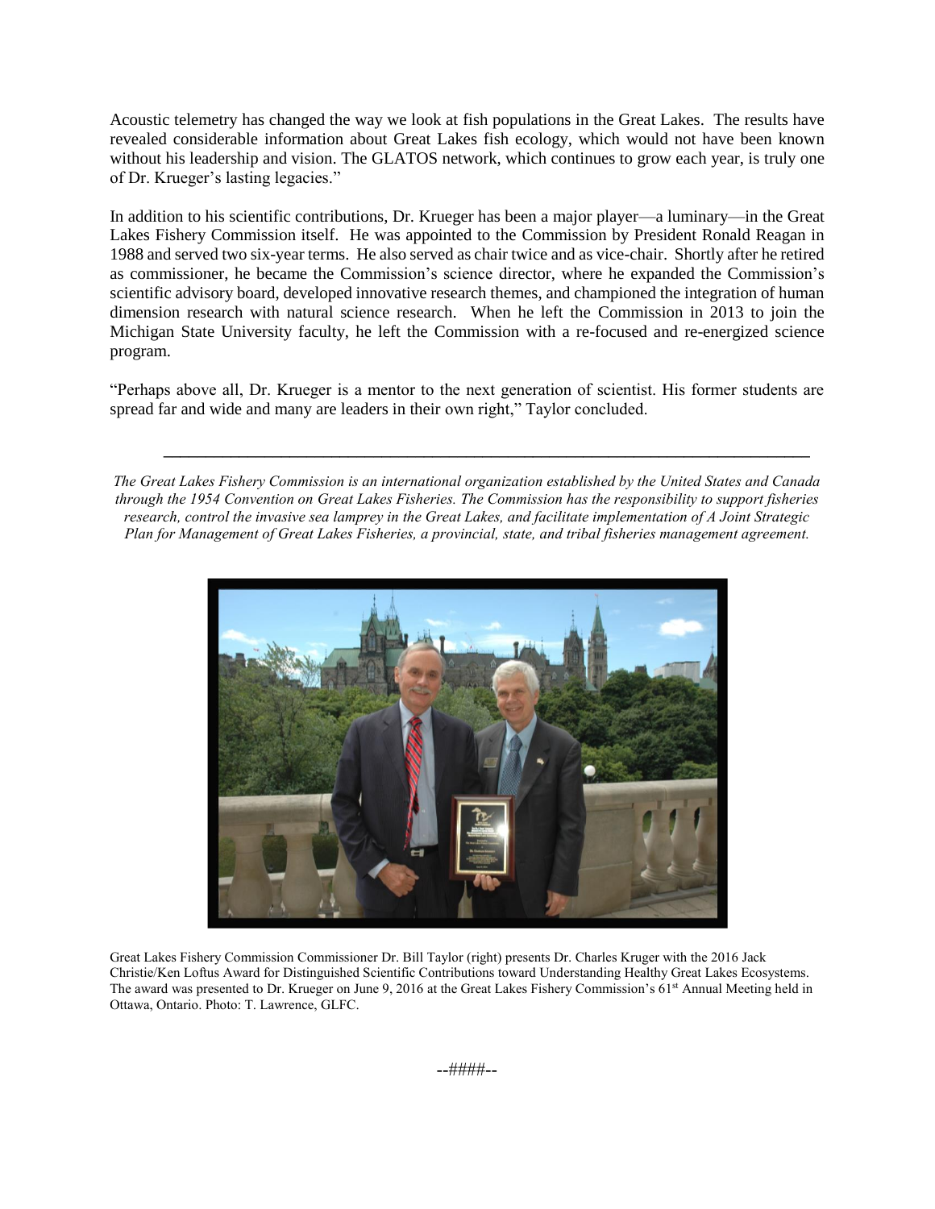Acoustic telemetry has changed the way we look at fish populations in the Great Lakes. The results have revealed considerable information about Great Lakes fish ecology, which would not have been known without his leadership and vision. The GLATOS network, which continues to grow each year, is truly one of Dr. Krueger's lasting legacies."

In addition to his scientific contributions, Dr. Krueger has been a major player—a luminary—in the Great Lakes Fishery Commission itself. He was appointed to the Commission by President Ronald Reagan in 1988 and served two six-year terms. He also served as chair twice and as vice-chair. Shortly after he retired as commissioner, he became the Commission's science director, where he expanded the Commission's scientific advisory board, developed innovative research themes, and championed the integration of human dimension research with natural science research. When he left the Commission in 2013 to join the Michigan State University faculty, he left the Commission with a re-focused and re-energized science program.

"Perhaps above all, Dr. Krueger is a mentor to the next generation of scientist. His former students are spread far and wide and many are leaders in their own right," Taylor concluded.

---

*The Great Lakes Fishery Commission is an international organization established by the United States and Canada through the 1954 Convention on Great Lakes Fisheries. The Commission has the responsibility to support fisheries research, control the invasive sea lamprey in the Great Lakes, and facilitate implementation of A Joint Strategic Plan for Management of Great Lakes Fisheries, a provincial, state, and tribal fisheries management agreement.*

Great Lakes Fishery Commission Commissioner Dr. Bill Taylor (right) presents Dr. Charles Kruger with the 2016 Jack Christie/Ken Loftus Award for Distinguished Scientific Contributions toward Understanding Healthy Great Lakes Ecosystems. The award was presented to Dr. Krueger on June 9, 2016 at the Great Lakes Fishery Commission's 61st Annual Meeting held in Ottawa, Ontario. Photo: T. Lawrence, GLFC.

--####--